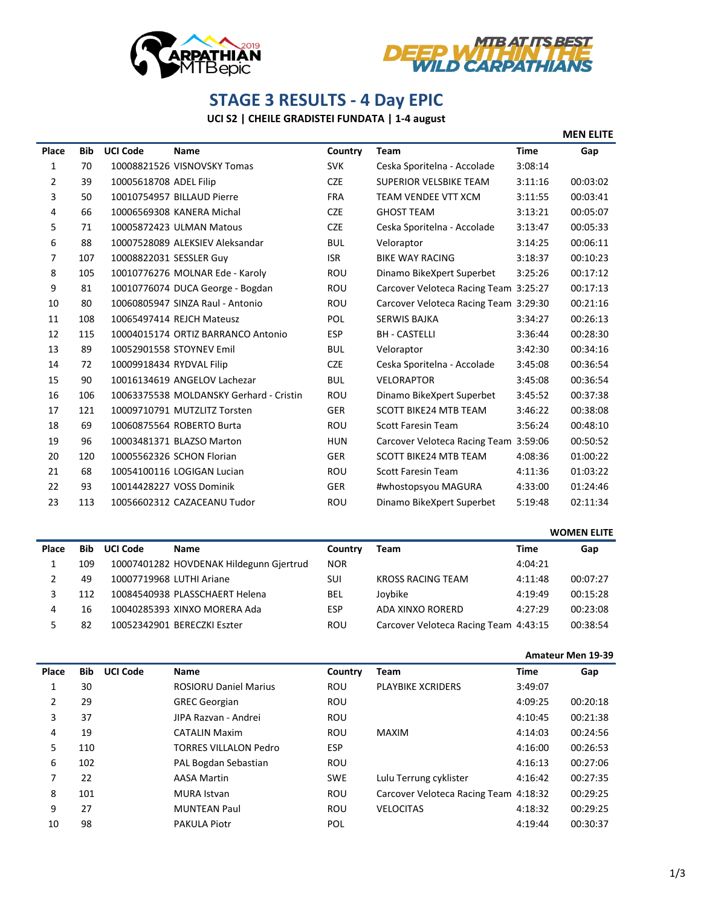# STAGE 3 RESULTS - 4 Day EPIC

**UCI S2 | CHEILE GRADISTEI FUNDATA | 1-4 august**

### MEN ELITE

| Place | Bib | UCI Code | Name | Country | Team | Time | Gap |
|---|---|---|---|---|---|---|---|
| 1 | 70 | 10008821526 | VISNOVSKY Tomas | SVK | Ceska Sporitelna - Accolade | 3:08:14 | |
| 2 | 39 | 10005618708 | ADEL Filip | CZE | SUPERIOR VELSBIKE TEAM | 3:11:16 | 00:03:02 |
| 3 | 50 | 10010754957 | BILLAUD Pierre | FRA | TEAM VENDEE VTT XCM | 3:11:55 | 00:03:41 |
| 4 | 66 | 10006569308 | KANERA Michal | CZE | GHOST TEAM | 3:13:21 | 00:05:07 |
| 5 | 71 | 10005872423 | ULMAN Matous | CZE | Ceska Sporitelna - Accolade | 3:13:47 | 00:05:33 |
| 6 | 88 | 10007528089 | ALEKSIEV Aleksandar | BUL | Veloraptor | 3:14:25 | 00:06:11 |
| 7 | 107 | 10008822031 | SESSLER Guy | ISR | BIKE WAY RACING | 3:18:37 | 00:10:23 |
| 8 | 105 | 10010776276 | MOLNAR Ede - Karoly | ROU | Dinamo BikeXpert Superbet | 3:25:26 | 00:17:12 |
| 9 | 81 | 10010776074 | DUCA George - Bogdan | ROU | Carcover Veloteca Racing Team | 3:25:27 | 00:17:13 |
| 10 | 80 | 10060805947 | SINZA Raul - Antonio | ROU | Carcover Veloteca Racing Team | 3:29:30 | 00:21:16 |
| 11 | 108 | 10065497414 | REJCH Mateusz | POL | SERWIS BAJKA | 3:34:27 | 00:26:13 |
| 12 | 115 | 10004015174 | ORTIZ BARRANCO Antonio | ESP | BH - CASTELLI | 3:36:44 | 00:28:30 |
| 13 | 89 | 10052901558 | STOYNEV Emil | BUL | Veloraptor | 3:42:30 | 00:34:16 |
| 14 | 72 | 10009918434 | RYDVAL Filip | CZE | Ceska Sporitelna - Accolade | 3:45:08 | 00:36:54 |
| 15 | 90 | 10016134619 | ANGELOV Lachezar | BUL | VELORAPTOR | 3:45:08 | 00:36:54 |
| 16 | 106 | 10063375538 | MOLDANSKY Gerhard - Cristin | ROU | Dinamo BikeXpert Superbet | 3:45:52 | 00:37:38 |
| 17 | 121 | 10009710791 | MUTZLITZ Torsten | GER | SCOTT BIKE24 MTB TEAM | 3:46:22 | 00:38:08 |
| 18 | 69 | 10060875564 | ROBERTO Burta | ROU | Scott Faresin Team | 3:56:24 | 00:48:10 |
| 19 | 96 | 10003481371 | BLAZSO Marton | HUN | Carcover Veloteca Racing Team | 3:59:06 | 00:50:52 |
| 20 | 120 | 10005562326 | SCHON Florian | GER | SCOTT BIKE24 MTB TEAM | 4:08:36 | 01:00:22 |
| 21 | 68 | 10054100116 | LOGIGAN Lucian | ROU | Scott Faresin Team | 4:11:36 | 01:03:22 |
| 22 | 93 | 10014428227 | VOSS Dominik | GER | #whostopsyou MAGURA | 4:33:00 | 01:24:46 |
| 23 | 113 | 10056602312 | CAZACEANU Tudor | ROU | Dinamo BikeXpert Superbet | 5:19:48 | 02:11:34 |

### WOMEN ELITE

| Place | Bib | UCI Code | Name | Country | Team | Time | Gap |
|---|---|---|---|---|---|---|---|
| 1 | 109 | 10007401282 | HOVDENAK Hildegunn Gjertrud | NOR | | 4:04:21 | |
| 2 | 49 | 10007719968 | LUTHI Ariane | SUI | KROSS RACING TEAM | 4:11:48 | 00:07:27 |
| 3 | 112 | 10084540938 | PLASSCHAERT Helena | BEL | Joybike | 4:19:49 | 00:15:28 |
| 4 | 16 | 10040285393 | XINXO MORERA Ada | ESP | ADA XINXO RORERD | 4:27:29 | 00:23:08 |
| 5 | 82 | 10052342901 | BERECZKI Eszter | ROU | Carcover Veloteca Racing Team | 4:43:15 | 00:38:54 |

### Amateur Men 19-39

| Place | Bib | UCI Code | Name | Country | Team | Time | Gap |
|---|---|---|---|---|---|---|---|
| 1 | 30 | | ROSIORU Daniel Marius | ROU | PLAYBIKE XCRIDERS | 3:49:07 | |
| 2 | 29 | | GREC Georgian | ROU | | 4:09:25 | 00:20:18 |
| 3 | 37 | | JIPA Razvan - Andrei | ROU | | 4:10:45 | 00:21:38 |
| 4 | 19 | | CATALIN Maxim | ROU | MAXIM | 4:14:03 | 00:24:56 |
| 5 | 110 | | TORRES VILLALON Pedro | ESP | | 4:16:00 | 00:26:53 |
| 6 | 102 | | PAL Bogdan Sebastian | ROU | | 4:16:13 | 00:27:06 |
| 7 | 22 | | AASA Martin | SWE | Lulu Terrung cyklister | 4:16:42 | 00:27:35 |
| 8 | 101 | | MURA Istvan | ROU | Carcover Veloteca Racing Team | 4:18:32 | 00:29:25 |
| 9 | 27 | | MUNTEAN Paul | ROU | VELOCITAS | 4:18:32 | 00:29:25 |
| 10 | 98 | | PAKULA Piotr | POL | | 4:19:44 | 00:30:37 |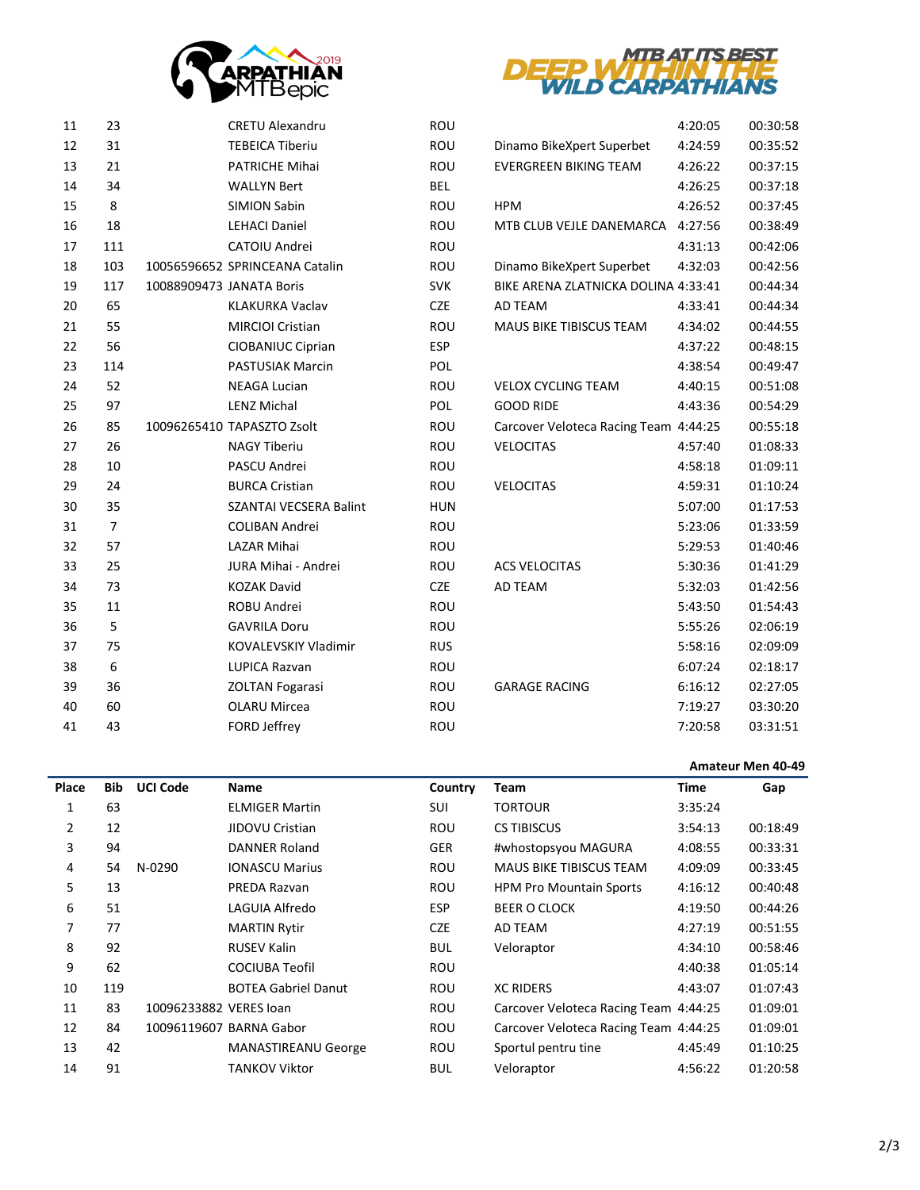| | | | | | | | |
|---|---|---|---|---|---|---|---|
| 11 | 23 | | CRETU Alexandru | ROU | | 4:20:05 | 00:30:58 |
| 12 | 31 | | TEBEICA Tiberiu | ROU | Dinamo BikeXpert Superbet | 4:24:59 | 00:35:52 |
| 13 | 21 | | PATRICHE Mihai | ROU | EVERGREEN BIKING TEAM | 4:26:22 | 00:37:15 |
| 14 | 34 | | WALLYN Bert | BEL | | 4:26:25 | 00:37:18 |
| 15 | 8 | | SIMION Sabin | ROU | HPM | 4:26:52 | 00:37:45 |
| 16 | 18 | | LEHACI Daniel | ROU | MTB CLUB VEJLE DANEMARCA | 4:27:56 | 00:38:49 |
| 17 | 111 | | CATOIU Andrei | ROU | | 4:31:13 | 00:42:06 |
| 18 | 103 | 10056596652 | SPRINCEANA Catalin | ROU | Dinamo BikeXpert Superbet | 4:32:03 | 00:42:56 |
| 19 | 117 | 10088909473 | JANATA Boris | SVK | BIKE ARENA ZLATNICKA DOLINA | 4:33:41 | 00:44:34 |
| 20 | 65 | | KLAKURKA Vaclav | CZE | AD TEAM | 4:33:41 | 00:44:34 |
| 21 | 55 | | MIRCIOI Cristian | ROU | MAUS BIKE TIBISCUS TEAM | 4:34:02 | 00:44:55 |
| 22 | 56 | | CIOBANIUC Ciprian | ESP | | 4:37:22 | 00:48:15 |
| 23 | 114 | | PASTUSIAK Marcin | POL | | 4:38:54 | 00:49:47 |
| 24 | 52 | | NEAGA Lucian | ROU | VELOX CYCLING TEAM | 4:40:15 | 00:51:08 |
| 25 | 97 | | LENZ Michal | POL | GOOD RIDE | 4:43:36 | 00:54:29 |
| 26 | 85 | 10096265410 | TAPASZTO Zsolt | ROU | Carcover Veloteca Racing Team | 4:44:25 | 00:55:18 |
| 27 | 26 | | NAGY Tiberiu | ROU | VELOCITAS | 4:57:40 | 01:08:33 |
| 28 | 10 | | PASCU Andrei | ROU | | 4:58:18 | 01:09:11 |
| 29 | 24 | | BURCA Cristian | ROU | VELOCITAS | 4:59:31 | 01:10:24 |
| 30 | 35 | | SZANTAI VECSERA Balint | HUN | | 5:07:00 | 01:17:53 |
| 31 | 7 | | COLIBAN Andrei | ROU | | 5:23:06 | 01:33:59 |
| 32 | 57 | | LAZAR Mihai | ROU | | 5:29:53 | 01:40:46 |
| 33 | 25 | | JURA Mihai - Andrei | ROU | ACS VELOCITAS | 5:30:36 | 01:41:29 |
| 34 | 73 | | KOZAK David | CZE | AD TEAM | 5:32:03 | 01:42:56 |
| 35 | 11 | | ROBU Andrei | ROU | | 5:43:50 | 01:54:43 |
| 36 | 5 | | GAVRILA Doru | ROU | | 5:55:26 | 02:06:19 |
| 37 | 75 | | KOVALEVSKIY Vladimir | RUS | | 5:58:16 | 02:09:09 |
| 38 | 6 | | LUPICA Razvan | ROU | | 6:07:24 | 02:18:17 |
| 39 | 36 | | ZOLTAN Fogarasi | ROU | GARAGE RACING | 6:16:12 | 02:27:05 |
| 40 | 60 | | OLARU Mircea | ROU | | 7:19:27 | 03:30:20 |
| 41 | 43 | | FORD Jeffrey | ROU | | 7:20:58 | 03:31:51 |

**Amateur Men 40-49**

| Place | Bib | UCI Code | Name | Country | Team | Time | Gap |
|---|---|---|---|---|---|---|---|
| 1 | 63 | | ELMIGER Martin | SUI | TORTOUR | 3:35:24 | |
| 2 | 12 | | JIDOVU Cristian | ROU | CS TIBISCUS | 3:54:13 | 00:18:49 |
| 3 | 94 | | DANNER Roland | GER | #whostopsyou MAGURA | 4:08:55 | 00:33:31 |
| 4 | 54 | N-0290 | IONASCU Marius | ROU | MAUS BIKE TIBISCUS TEAM | 4:09:09 | 00:33:45 |
| 5 | 13 | | PREDA Razvan | ROU | HPM Pro Mountain Sports | 4:16:12 | 00:40:48 |
| 6 | 51 | | LAGUIA Alfredo | ESP | BEER O CLOCK | 4:19:50 | 00:44:26 |
| 7 | 77 | | MARTIN Rytir | CZE | AD TEAM | 4:27:19 | 00:51:55 |
| 8 | 92 | | RUSEV Kalin | BUL | Veloraptor | 4:34:10 | 00:58:46 |
| 9 | 62 | | COCIUBA Teofil | ROU | | 4:40:38 | 01:05:14 |
| 10 | 119 | | BOTEA Gabriel Danut | ROU | XC RIDERS | 4:43:07 | 01:07:43 |
| 11 | 83 | 10096233882 | VERES Ioan | ROU | Carcover Veloteca Racing Team | 4:44:25 | 01:09:01 |
| 12 | 84 | 10096119607 | BARNA Gabor | ROU | Carcover Veloteca Racing Team | 4:44:25 | 01:09:01 |
| 13 | 42 | | MANASTIREANU George | ROU | Sportul pentru tine | 4:45:49 | 01:10:25 |
| 14 | 91 | | TANKOV Viktor | BUL | Veloraptor | 4:56:22 | 01:20:58 |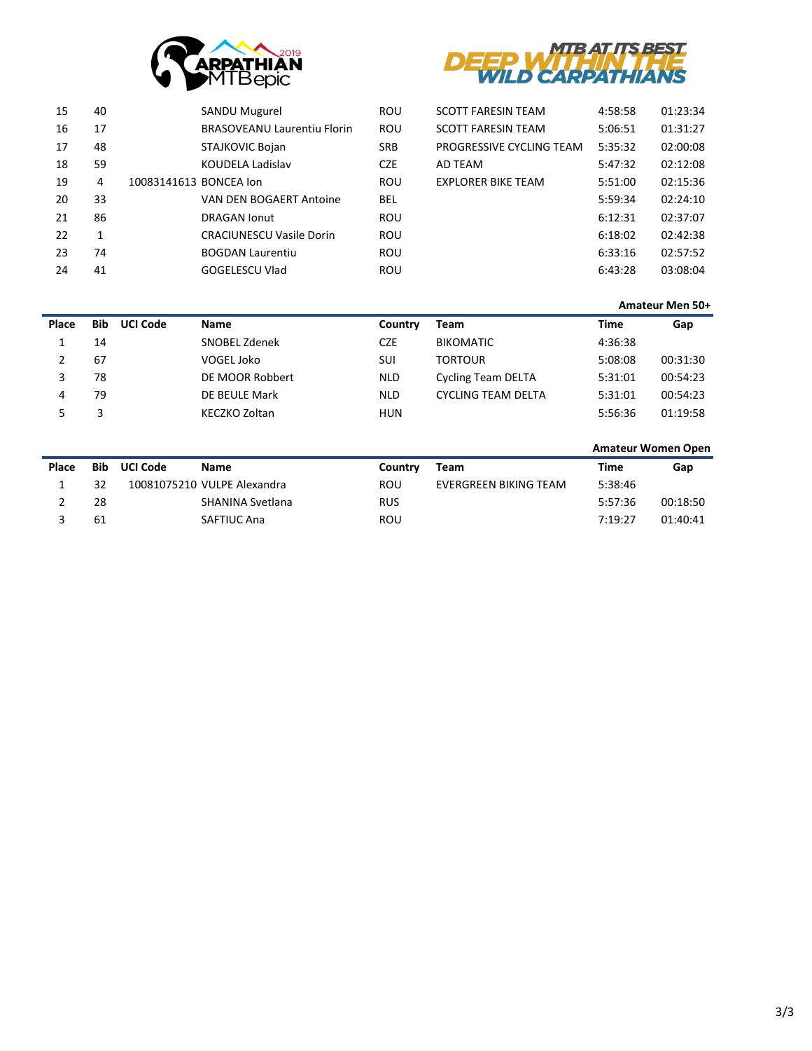| Place | Bib | UCI Code | Name | Country | Team | Time | Gap |
|---|---|---|---|---|---|---|---|
| 15 | 40 | | SANDU Mugurel | ROU | SCOTT FARESIN TEAM | 4:58:58 | 01:23:34 |
| 16 | 17 | | BRASOVEANU Laurentiu Florin | ROU | SCOTT FARESIN TEAM | 5:06:51 | 01:31:27 |
| 17 | 48 | | STAJKOVIC Bojan | SRB | PROGRESSIVE CYCLING TEAM | 5:35:32 | 02:00:08 |
| 18 | 59 | | KOUDELA Ladislav | CZE | AD TEAM | 5:47:32 | 02:12:08 |
| 19 | 4 | 10083141613 | BONCEA Ion | ROU | EXPLORER BIKE TEAM | 5:51:00 | 02:15:36 |
| 20 | 33 | | VAN DEN BOGAERT Antoine | BEL | | 5:59:34 | 02:24:10 |
| 21 | 86 | | DRAGAN Ionut | ROU | | 6:12:31 | 02:37:07 |
| 22 | 1 | | CRACIUNESCU Vasile Dorin | ROU | | 6:18:02 | 02:42:38 |
| 23 | 74 | | BOGDAN Laurentiu | ROU | | 6:33:16 | 02:57:52 |
| 24 | 41 | | GOGELESCU Vlad | ROU | | 6:43:28 | 03:08:04 |

**Amateur Men 50+**

| Place | Bib | UCI Code | Name | Country | Team | Time | Gap |
|---|---|---|---|---|---|---|---|
| 1 | 14 | | SNOBEL Zdenek | CZE | BIKOMATIC | 4:36:38 | |
| 2 | 67 | | VOGEL Joko | SUI | TORTOUR | 5:08:08 | 00:31:30 |
| 3 | 78 | | DE MOOR Robbert | NLD | Cycling Team DELTA | 5:31:01 | 00:54:23 |
| 4 | 79 | | DE BEULE Mark | NLD | CYCLING TEAM DELTA | 5:31:01 | 00:54:23 |
| 5 | 3 | | KECZKO Zoltan | HUN | | 5:56:36 | 01:19:58 |

**Amateur Women Open**

| Place | Bib | UCI Code | Name | Country | Team | Time | Gap |
|---|---|---|---|---|---|---|---|
| 1 | 32 | 10081075210 | VULPE Alexandra | ROU | EVERGREEN BIKING TEAM | 5:38:46 | |
| 2 | 28 | | SHANINA Svetlana | RUS | | 5:57:36 | 00:18:50 |
| 3 | 61 | | SAFTIUC Ana | ROU | | 7:19:27 | 01:40:41 |